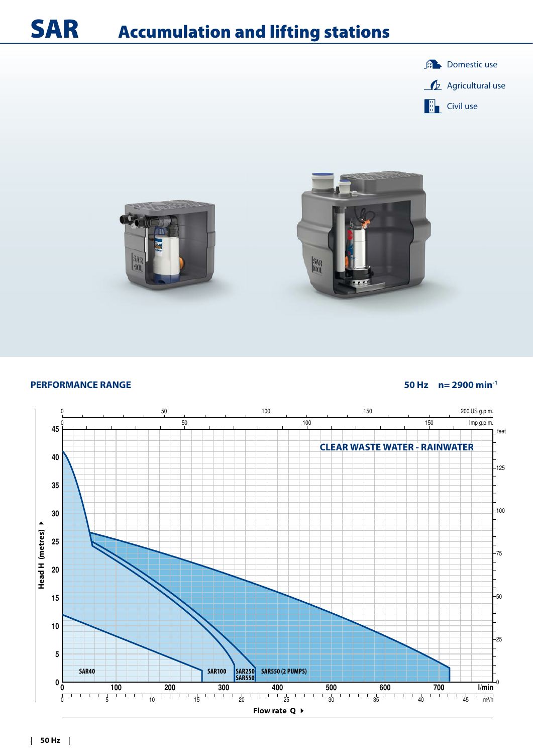# SAR Accumulation and lifting stations

- Domestic use
- Agricultural use
- Civil use

## PERFORMANCE RANGE

**50 Hz n= 2900 min$^{-1}$**

**CLEAR WASTE WATER - RAINWATER**

SAR40 | SAR100 | SAR250 / SAR550 | SAR550 (2 PUMPS)

Head H (metres) — Flow rate Q (l/min, m³/h, US g.p.m., Imp g.p.m.)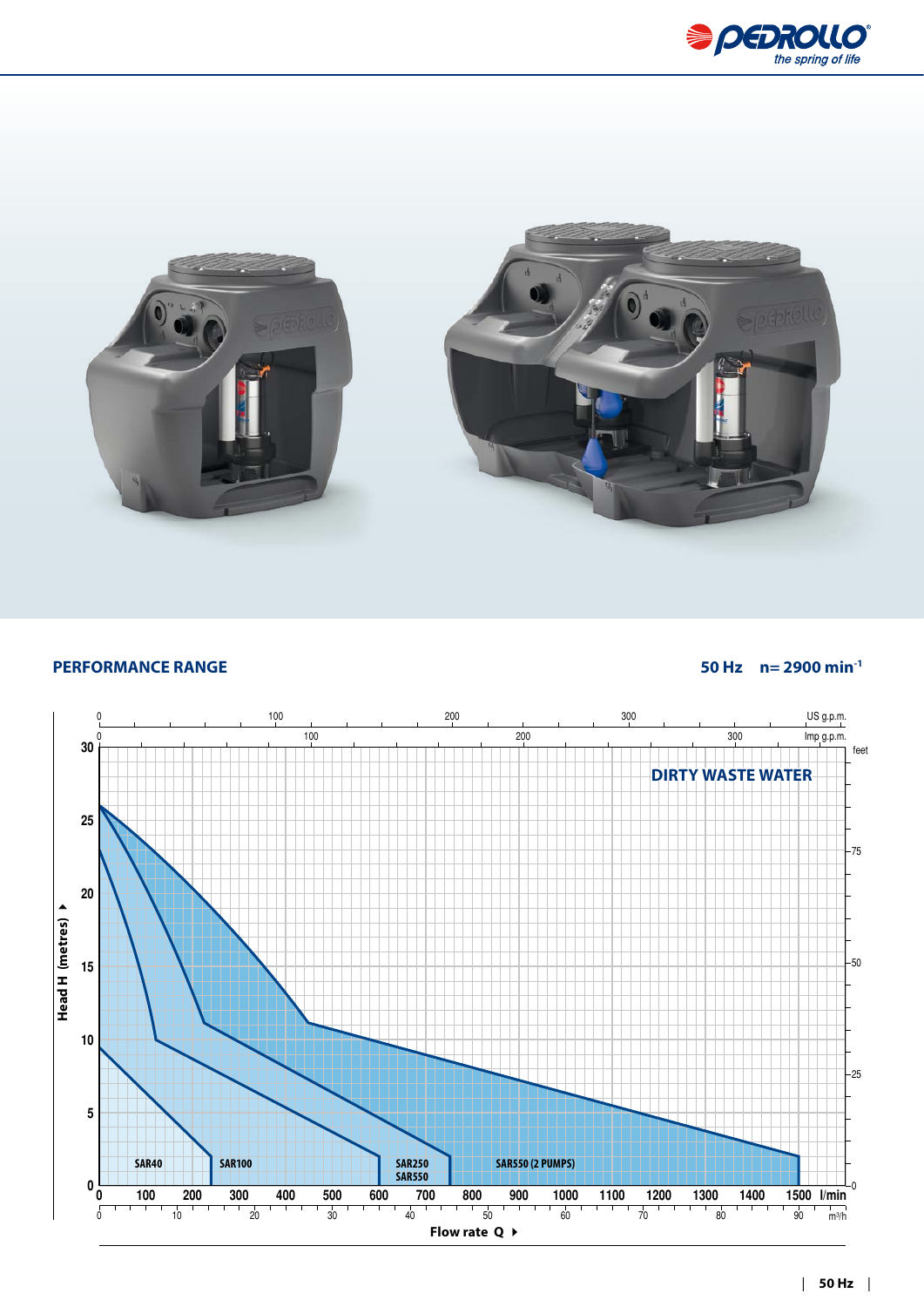## PERFORMANCE RANGE

**50 Hz n= 2900 min$^{-1}$**

**DIRTY WASTE WATER**

Head H (metres) — Flow rate Q (l/min, m³/h, US g.p.m., Imp g.p.m., feet)

SAR40 · SAR100 · SAR250 · SAR550 · SAR550 (2 PUMPS)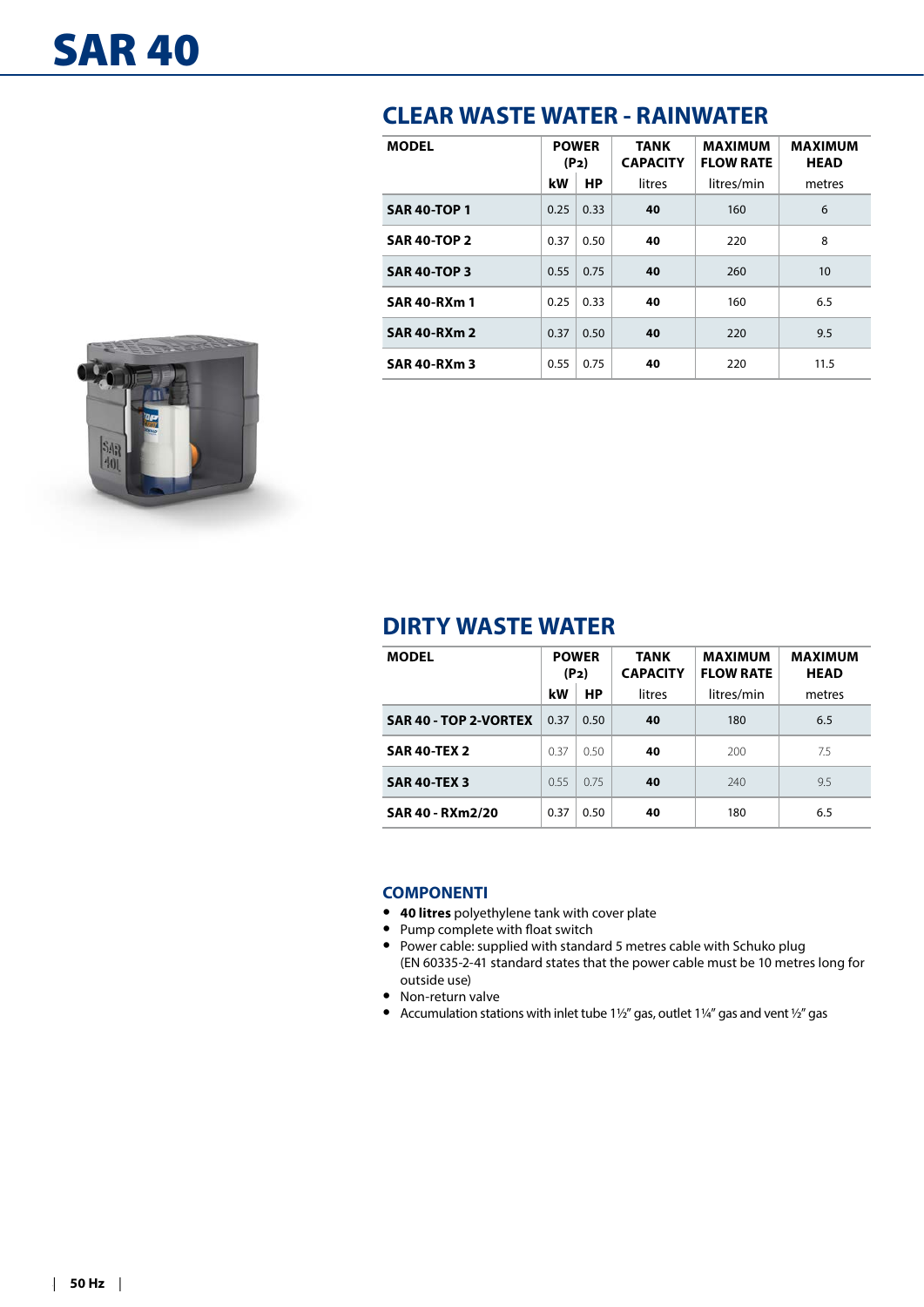# SAR 40

## CLEAR WASTE WATER - RAINWATER

| MODEL | POWER (P2) | | TANK CAPACITY | MAXIMUM FLOW RATE | MAXIMUM HEAD |
|---|---|---|---|---|---|
| | kW | HP | litres | litres/min | metres |
| **SAR 40-TOP 1** | 0.25 | 0.33 | **40** | 160 | 6 |
| **SAR 40-TOP 2** | 0.37 | 0.50 | **40** | 220 | 8 |
| **SAR 40-TOP 3** | 0.55 | 0.75 | **40** | 260 | 10 |
| **SAR 40-RXm 1** | 0.25 | 0.33 | **40** | 160 | 6.5 |
| **SAR 40-RXm 2** | 0.37 | 0.50 | **40** | 220 | 9.5 |
| **SAR 40-RXm 3** | 0.55 | 0.75 | **40** | 220 | 11.5 |

## DIRTY WASTE WATER

| MODEL | POWER (P2) | | TANK CAPACITY | MAXIMUM FLOW RATE | MAXIMUM HEAD |
|---|---|---|---|---|---|
| | kW | HP | litres | litres/min | metres |
| **SAR 40 - TOP 2-VORTEX** | 0.37 | 0.50 | **40** | 180 | 6.5 |
| **SAR 40-TEX 2** | 0.37 | 0.50 | **40** | 200 | 7.5 |
| **SAR 40-TEX 3** | 0.55 | 0.75 | **40** | 240 | 9.5 |
| **SAR 40 - RXm2/20** | 0.37 | 0.50 | **40** | 180 | 6.5 |

### COMPONENTI

- **40 litres** polyethylene tank with cover plate
- Pump complete with float switch
- Power cable: supplied with standard 5 metres cable with Schuko plug (EN 60335-2-41 standard states that the power cable must be 10 metres long for outside use)
- Non-return valve
- Accumulation stations with inlet tube 1½" gas, outlet 1¼" gas and vent ½" gas

50 Hz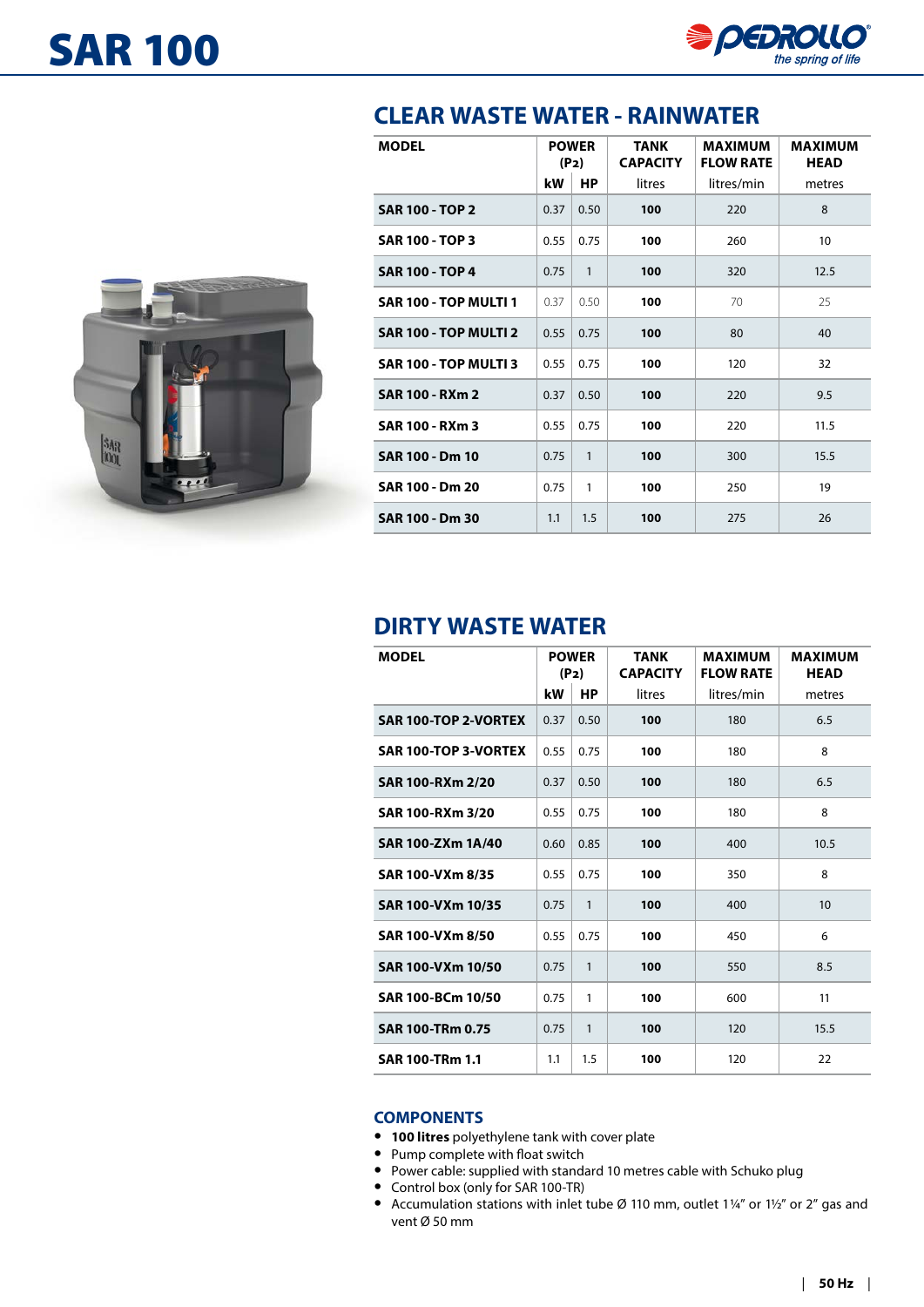# SAR 100

## CLEAR WASTE WATER - RAINWATER

| MODEL | POWER (P2) | | TANK CAPACITY | MAXIMUM FLOW RATE | MAXIMUM HEAD |
|---|---|---|---|---|---|
| | kW | HP | litres | litres/min | metres |
| **SAR 100 - TOP 2** | 0.37 | 0.50 | **100** | 220 | 8 |
| **SAR 100 - TOP 3** | 0.55 | 0.75 | **100** | 260 | 10 |
| **SAR 100 - TOP 4** | 0.75 | 1 | **100** | 320 | 12.5 |
| **SAR 100 - TOP MULTI 1** | 0.37 | 0.50 | **100** | 70 | 25 |
| **SAR 100 - TOP MULTI 2** | 0.55 | 0.75 | **100** | 80 | 40 |
| **SAR 100 - TOP MULTI 3** | 0.55 | 0.75 | **100** | 120 | 32 |
| **SAR 100 - RXm 2** | 0.37 | 0.50 | **100** | 220 | 9.5 |
| **SAR 100 - RXm 3** | 0.55 | 0.75 | **100** | 220 | 11.5 |
| **SAR 100 - Dm 10** | 0.75 | 1 | **100** | 300 | 15.5 |
| **SAR 100 - Dm 20** | 0.75 | 1 | **100** | 250 | 19 |
| **SAR 100 - Dm 30** | 1.1 | 1.5 | **100** | 275 | 26 |

## DIRTY WASTE WATER

| MODEL | POWER (P2) | | TANK CAPACITY | MAXIMUM FLOW RATE | MAXIMUM HEAD |
|---|---|---|---|---|---|
| | kW | HP | litres | litres/min | metres |
| **SAR 100-TOP 2-VORTEX** | 0.37 | 0.50 | **100** | 180 | 6.5 |
| **SAR 100-TOP 3-VORTEX** | 0.55 | 0.75 | **100** | 180 | 8 |
| **SAR 100-RXm 2/20** | 0.37 | 0.50 | **100** | 180 | 6.5 |
| **SAR 100-RXm 3/20** | 0.55 | 0.75 | **100** | 180 | 8 |
| **SAR 100-ZXm 1A/40** | 0.60 | 0.85 | **100** | 400 | 10.5 |
| **SAR 100-VXm 8/35** | 0.55 | 0.75 | **100** | 350 | 8 |
| **SAR 100-VXm 10/35** | 0.75 | 1 | **100** | 400 | 10 |
| **SAR 100-VXm 8/50** | 0.55 | 0.75 | **100** | 450 | 6 |
| **SAR 100-VXm 10/50** | 0.75 | 1 | **100** | 550 | 8.5 |
| **SAR 100-BCm 10/50** | 0.75 | 1 | **100** | 600 | 11 |
| **SAR 100-TRm 0.75** | 0.75 | 1 | **100** | 120 | 15.5 |
| **SAR 100-TRm 1.1** | 1.1 | 1.5 | **100** | 120 | 22 |

### COMPONENTS

- **100 litres** polyethylene tank with cover plate
- Pump complete with float switch
- Power cable: supplied with standard 10 metres cable with Schuko plug
- Control box (only for SAR 100-TR)
- Accumulation stations with inlet tube Ø 110 mm, outlet 1¼" or 1½" or 2" gas and vent Ø 50 mm

50 Hz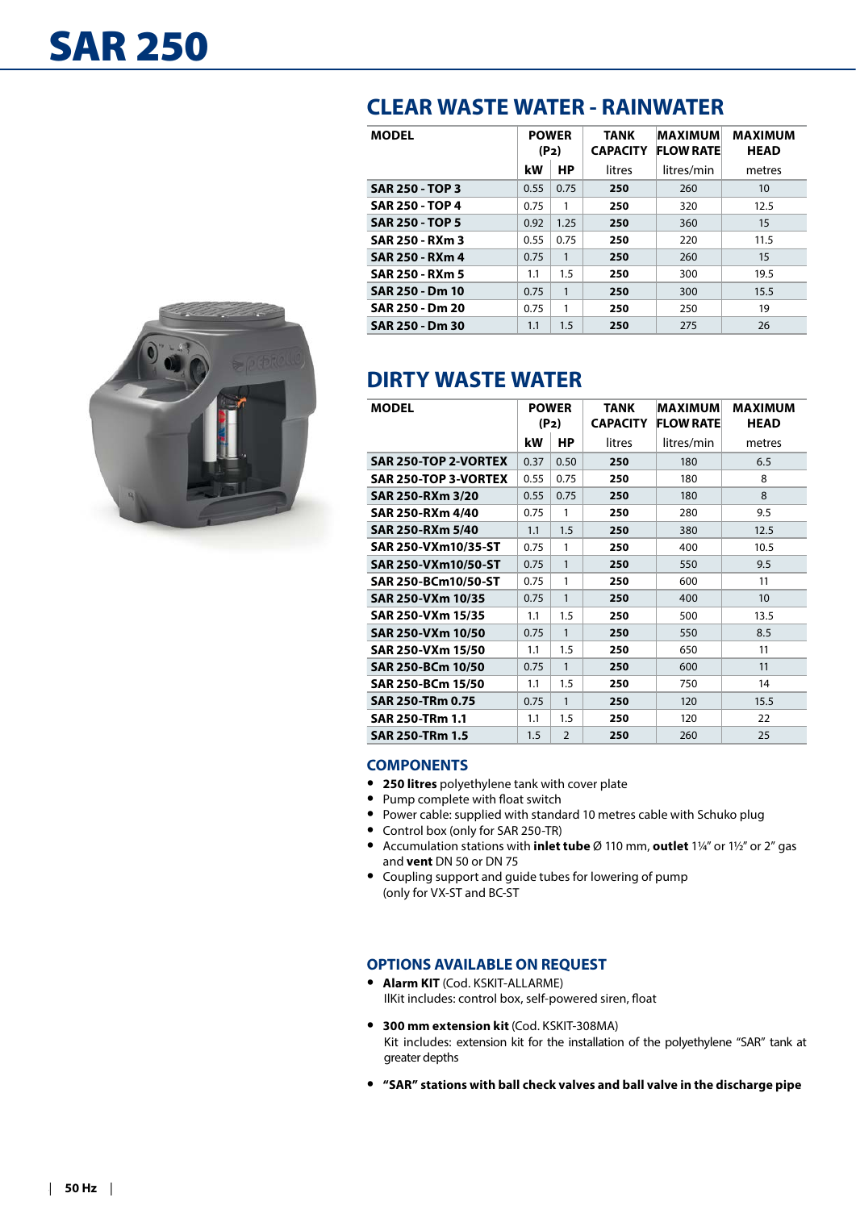# SAR 250

## CLEAR WASTE WATER - RAINWATER

| MODEL | POWER (P2) | | TANK CAPACITY | MAXIMUM FLOW RATE | MAXIMUM HEAD |
|---|---|---|---|---|---|
| | kW | HP | litres | litres/min | metres |
| **SAR 250 - TOP 3** | 0.55 | 0.75 | **250** | 260 | 10 |
| **SAR 250 - TOP 4** | 0.75 | 1 | **250** | 320 | 12.5 |
| **SAR 250 - TOP 5** | 0.92 | 1.25 | **250** | 360 | 15 |
| **SAR 250 - RXm 3** | 0.55 | 0.75 | **250** | 220 | 11.5 |
| **SAR 250 - RXm 4** | 0.75 | 1 | **250** | 260 | 15 |
| **SAR 250 - RXm 5** | 1.1 | 1.5 | **250** | 300 | 19.5 |
| **SAR 250 - Dm 10** | 0.75 | 1 | **250** | 300 | 15.5 |
| **SAR 250 - Dm 20** | 0.75 | 1 | **250** | 250 | 19 |
| **SAR 250 - Dm 30** | 1.1 | 1.5 | **250** | 275 | 26 |

## DIRTY WASTE WATER

| MODEL | POWER (P2) | | TANK CAPACITY | MAXIMUM FLOW RATE | MAXIMUM HEAD |
|---|---|---|---|---|---|
| | kW | HP | litres | litres/min | metres |
| **SAR 250-TOP 2-VORTEX** | 0.37 | 0.50 | **250** | 180 | 6.5 |
| **SAR 250-TOP 3-VORTEX** | 0.55 | 0.75 | **250** | 180 | 8 |
| **SAR 250-RXm 3/20** | 0.55 | 0.75 | **250** | 180 | 8 |
| **SAR 250-RXm 4/40** | 0.75 | 1 | **250** | 280 | 9.5 |
| **SAR 250-RXm 5/40** | 1.1 | 1.5 | **250** | 380 | 12.5 |
| **SAR 250-VXm10/35-ST** | 0.75 | 1 | **250** | 400 | 10.5 |
| **SAR 250-VXm10/50-ST** | 0.75 | 1 | **250** | 550 | 9.5 |
| **SAR 250-BCm10/50-ST** | 0.75 | 1 | **250** | 600 | 11 |
| **SAR 250-VXm 10/35** | 0.75 | 1 | **250** | 400 | 10 |
| **SAR 250-VXm 15/35** | 1.1 | 1.5 | **250** | 500 | 13.5 |
| **SAR 250-VXm 10/50** | 0.75 | 1 | **250** | 550 | 8.5 |
| **SAR 250-VXm 15/50** | 1.1 | 1.5 | **250** | 650 | 11 |
| **SAR 250-BCm 10/50** | 0.75 | 1 | **250** | 600 | 11 |
| **SAR 250-BCm 15/50** | 1.1 | 1.5 | **250** | 750 | 14 |
| **SAR 250-TRm 0.75** | 0.75 | 1 | **250** | 120 | 15.5 |
| **SAR 250-TRm 1.1** | 1.1 | 1.5 | **250** | 120 | 22 |
| **SAR 250-TRm 1.5** | 1.5 | 2 | **250** | 260 | 25 |

## COMPONENTS

- **250 litres** polyethylene tank with cover plate
- Pump complete with float switch
- Power cable: supplied with standard 10 metres cable with Schuko plug
- Control box (only for SAR 250-TR)
- Accumulation stations with **inlet tube** Ø 110 mm, **outlet** 1¼" or 1½" or 2" gas and **vent** DN 50 or DN 75
- Coupling support and guide tubes for lowering of pump (only for VX-ST and BC-ST

## OPTIONS AVAILABLE ON REQUEST

- **Alarm KIT** (Cod. KSKIT-ALLARME)
  IlKit includes: control box, self-powered siren, float

- **300 mm extension kit** (Cod. KSKIT-308MA)
  Kit includes: extension kit for the installation of the polyethylene "SAR" tank at greater depths

- **"SAR" stations with ball check valves and ball valve in the discharge pipe**

50 Hz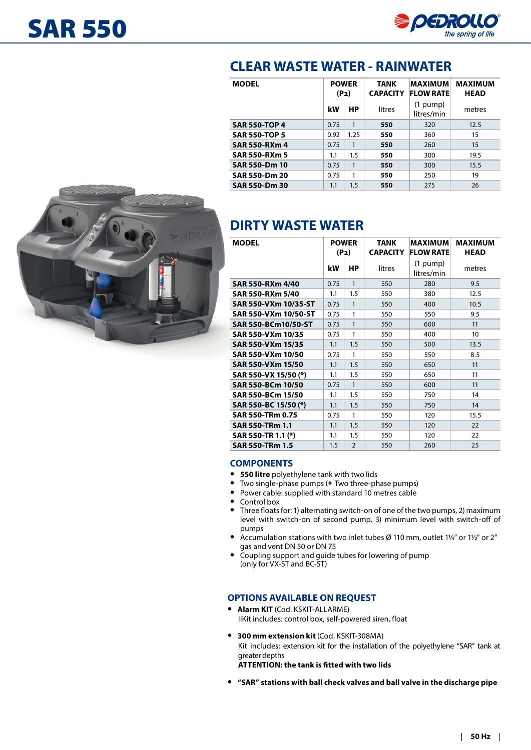# SAR 550

## CLEAR WASTE WATER - RAINWATER

| MODEL | POWER (P2) | | TANK CAPACITY | MAXIMUM FLOW RATE | MAXIMUM HEAD |
|---|---|---|---|---|---|
| | kW | HP | litres | (1 pump) litres/min | metres |
| **SAR 550-TOP 4** | 0.75 | 1 | **550** | 320 | 12.5 |
| **SAR 550-TOP 5** | 0.92 | 1.25 | **550** | 360 | 15 |
| **SAR 550-RXm 4** | 0.75 | 1 | **550** | 260 | 15 |
| **SAR 550-RXm 5** | 1.1 | 1.5 | **550** | 300 | 19.5 |
| **SAR 550-Dm 10** | 0.75 | 1 | **550** | 300 | 15.5 |
| **SAR 550-Dm 20** | 0.75 | 1 | **550** | 250 | 19 |
| **SAR 550-Dm 30** | 1.1 | 1.5 | **550** | 275 | 26 |

## DIRTY WASTE WATER

| MODEL | POWER (P2) | | TANK CAPACITY | MAXIMUM FLOW RATE | MAXIMUM HEAD |
|---|---|---|---|---|---|
| | kW | HP | litres | (1 pump) litres/min | metres |
| **SAR 550-RXm 4/40** | 0.75 | 1 | 550 | 280 | 9.5 |
| **SAR 550-RXm 5/40** | 1.1 | 1.5 | 550 | 380 | 12.5 |
| **SAR 550-VXm 10/35-ST** | 0.75 | 1 | 550 | 400 | 10.5 |
| **SAR 550-VXm 10/50-ST** | 0.75 | 1 | 550 | 550 | 9.5 |
| **SAR 550-BCm10/50-ST** | 0.75 | 1 | 550 | 600 | 11 |
| **SAR 550-VXm 10/35** | 0.75 | 1 | 550 | 400 | 10 |
| **SAR 550-VXm 15/35** | 1.1 | 1.5 | 550 | 500 | 13.5 |
| **SAR 550-VXm 10/50** | 0.75 | 1 | 550 | 550 | 8.5 |
| **SAR 550-VXm 15/50** | 1.1 | 1.5 | 550 | 650 | 11 |
| **SAR 550-VX 15/50 (*)** | 1.1 | 1.5 | 550 | 650 | 11 |
| **SAR 550-BCm 10/50** | 0.75 | 1 | 550 | 600 | 11 |
| **SAR 550-BCm 15/50** | 1.1 | 1.5 | 550 | 750 | 14 |
| **SAR 550-BC 15/50 (*)** | 1.1 | 1.5 | 550 | 750 | 14 |
| **SAR 550-TRm 0.75** | 0.75 | 1 | 550 | 120 | 15.5 |
| **SAR 550-TRm 1.1** | 1.1 | 1.5 | 550 | 120 | 22 |
| **SAR 550-TR 1.1 (*)** | 1.1 | 1.5 | 550 | 120 | 22 |
| **SAR 550-TRm 1.5** | 1.5 | 2 | 550 | 260 | 25 |

## COMPONENTS

- **550 litre** polyethylene tank with two lids
- Two single-phase pumps (* Two three-phase pumps)
- Power cable: supplied with standard 10 metres cable
- Control box
- Three floats for: 1) alternating switch-on of one of the two pumps, 2) maximum level with switch-on of second pump, 3) minimum level with switch-off of pumps
- Accumulation stations with two inlet tubes Ø 110 mm, outlet 1¼" or 1½" or 2" gas and vent DN 50 or DN 75
- Coupling support and guide tubes for lowering of pump (only for VX-ST and BC-ST)

## OPTIONS AVAILABLE ON REQUEST

- **Alarm KIT** (Cod. KSKIT-ALLARME)
  IlKit includes: control box, self-powered siren, float

- **300 mm extension kit** (Cod. KSKIT-308MA)
  Kit includes: extension kit for the installation of the polyethylene "SAR" tank at greater depths
  **ATTENTION: the tank is fitted with two lids**

- **"SAR" stations with ball check valves and ball valve in the discharge pipe**

50 Hz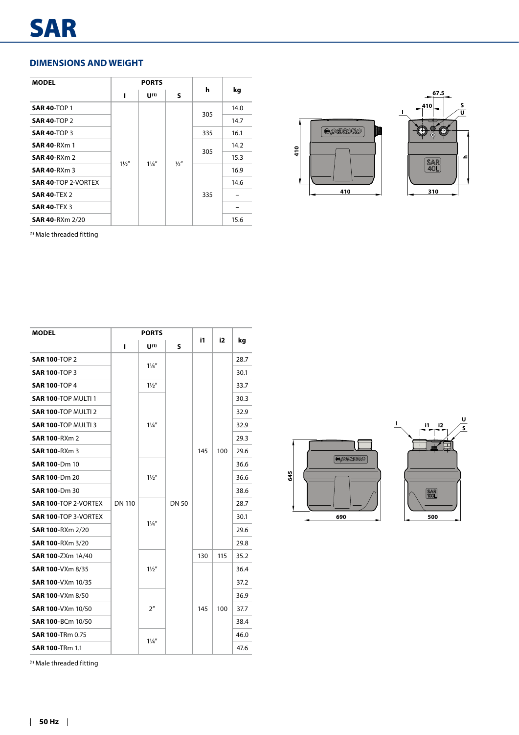# SAR

## DIMENSIONS AND WEIGHT

| MODEL | PORTS | | | h | kg |
|---|---|---|---|---|---|
| | I | U (1) | S | | |
| **SAR 40**-TOP 1 | 1½" | 1¼" | ½" | 305 | 14.0 |
| **SAR 40**-TOP 2 | 1½" | 1¼" | ½" | 305 | 14.7 |
| **SAR 40**-TOP 3 | 1½" | 1¼" | ½" | 335 | 16.1 |
| **SAR 40**-RXm 1 | 1½" | 1¼" | ½" | 305 | 14.2 |
| **SAR 40**-RXm 2 | 1½" | 1¼" | ½" | 305 | 15.3 |
| **SAR 40**-RXm 3 | 1½" | 1¼" | ½" | 335 | 16.9 |
| **SAR 40**-TOP 2-VORTEX | 1½" | 1¼" | ½" | 335 | 14.6 |
| **SAR 40**-TEX 2 | 1½" | 1¼" | ½" | 335 | – |
| **SAR 40**-TEX 3 | 1½" | 1¼" | ½" | 335 | – |
| **SAR 40**-RXm 2/20 | 1½" | 1¼" | ½" | 335 | 15.6 |

(1) Male threaded fitting

| MODEL | PORTS | | | i1 | i2 | kg |
|---|---|---|---|---|---|---|
| | I | U (1) | S | | | |
| **SAR 100**-TOP 2 | DN 110 | 1¼" | DN 50 | 145 | 100 | 28.7 |
| **SAR 100**-TOP 3 | DN 110 | 1¼" | DN 50 | 145 | 100 | 30.1 |
| **SAR 100**-TOP 4 | DN 110 | 1½" | DN 50 | 145 | 100 | 33.7 |
| **SAR 100**-TOP MULTI 1 | DN 110 | 1¼" | DN 50 | 145 | 100 | 30.3 |
| **SAR 100**-TOP MULTI 2 | DN 110 | 1¼" | DN 50 | 145 | 100 | 32.9 |
| **SAR 100**-TOP MULTI 3 | DN 110 | 1¼" | DN 50 | 145 | 100 | 32.9 |
| **SAR 100**-RXm 2 | DN 110 | 1¼" | DN 50 | 145 | 100 | 29.3 |
| **SAR 100**-RXm 3 | DN 110 | 1¼" | DN 50 | 145 | 100 | 29.6 |
| **SAR 100**-Dm 10 | DN 110 | 1½" | DN 50 | 145 | 100 | 36.6 |
| **SAR 100**-Dm 20 | DN 110 | 1½" | DN 50 | 145 | 100 | 36.6 |
| **SAR 100**-Dm 30 | DN 110 | 1½" | DN 50 | 145 | 100 | 38.6 |
| **SAR 100**-TOP 2-VORTEX | DN 110 | 1¼" | DN 50 | 145 | 100 | 28.7 |
| **SAR 100**-TOP 3-VORTEX | DN 110 | 1¼" | DN 50 | 145 | 100 | 30.1 |
| **SAR 100**-RXm 2/20 | DN 110 | 1¼" | DN 50 | 145 | 100 | 29.6 |
| **SAR 100**-RXm 3/20 | DN 110 | 1¼" | DN 50 | 145 | 100 | 29.8 |
| **SAR 100**-ZXm 1A/40 | DN 110 | 1½" | DN 50 | 130 | 115 | 35.2 |
| **SAR 100**-VXm 8/35 | DN 110 | 1½" | DN 50 | 145 | 100 | 36.4 |
| **SAR 100**-VXm 10/35 | DN 110 | 1½" | DN 50 | 145 | 100 | 37.2 |
| **SAR 100**-VXm 8/50 | DN 110 | 2" | DN 50 | 145 | 100 | 36.9 |
| **SAR 100**-VXm 10/50 | DN 110 | 2" | DN 50 | 145 | 100 | 37.7 |
| **SAR 100**-BCm 10/50 | DN 110 | 2" | DN 50 | 145 | 100 | 38.4 |
| **SAR 100**-TRm 0.75 | DN 110 | 1¼" | DN 50 | 145 | 100 | 46.0 |
| **SAR 100**-TRm 1.1 | DN 110 | 1¼" | DN 50 | 145 | 100 | 47.6 |

(1) Male threaded fitting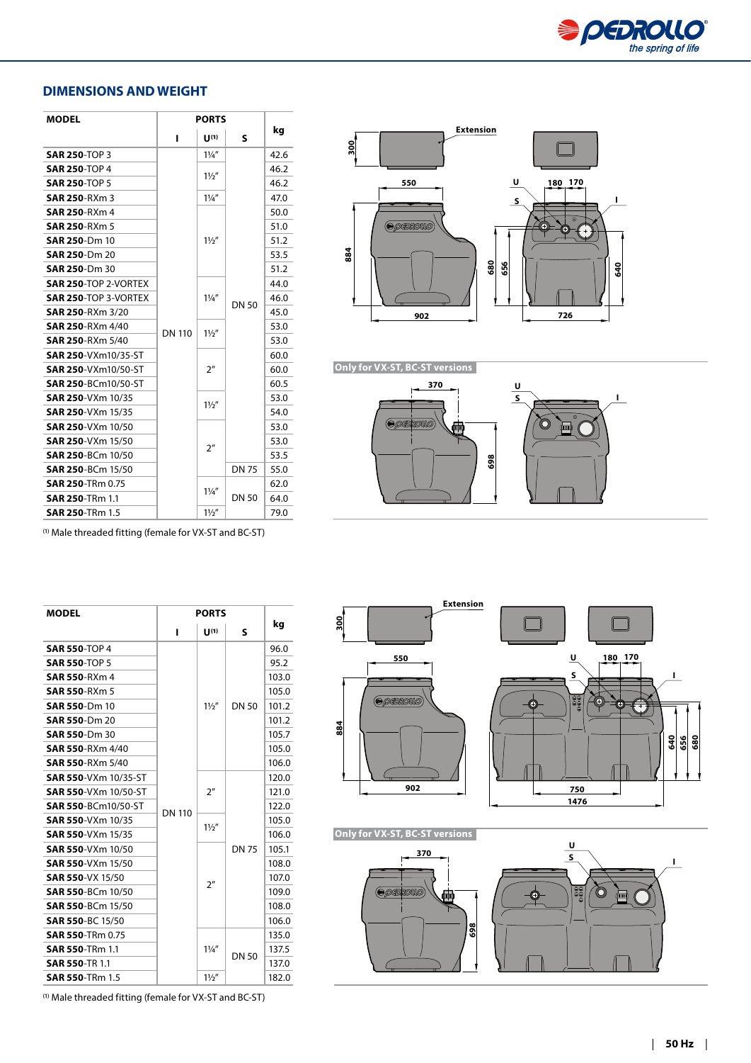## DIMENSIONS AND WEIGHT

| MODEL | PORTS | | | kg |
|---|---|---|---|---|
| | I | U(1) | S | |
| **SAR 250**-TOP 3 | DN 110 | 1¼″ | DN 50 | 42.6 |
| **SAR 250**-TOP 4 | DN 110 | 1½″ | DN 50 | 46.2 |
| **SAR 250**-TOP 5 | DN 110 | 1½″ | DN 50 | 46.2 |
| **SAR 250**-RXm 3 | DN 110 | 1¼″ | DN 50 | 47.0 |
| **SAR 250**-RXm 4 | DN 110 | 1½″ | DN 50 | 50.0 |
| **SAR 250**-RXm 5 | DN 110 | 1½″ | DN 50 | 51.0 |
| **SAR 250**-Dm 10 | DN 110 | 1½″ | DN 50 | 51.2 |
| **SAR 250**-Dm 20 | DN 110 | 1½″ | DN 50 | 53.5 |
| **SAR 250**-Dm 30 | DN 110 | 1½″ | DN 50 | 51.2 |
| **SAR 250**-TOP 2-VORTEX | DN 110 | 1¼″ | DN 50 | 44.0 |
| **SAR 250**-TOP 3-VORTEX | DN 110 | 1¼″ | DN 50 | 46.0 |
| **SAR 250**-RXm 3/20 | DN 110 | 1¼″ | DN 50 | 45.0 |
| **SAR 250**-RXm 4/40 | DN 110 | 1½″ | DN 50 | 53.0 |
| **SAR 250**-RXm 5/40 | DN 110 | 1½″ | DN 50 | 53.0 |
| **SAR 250**-VXm10/35-ST | DN 110 | 2″ | DN 50 | 60.0 |
| **SAR 250**-VXm10/50-ST | DN 110 | 2″ | DN 50 | 60.0 |
| **SAR 250**-BCm10/50-ST | DN 110 | 2″ | DN 50 | 60.5 |
| **SAR 250**-VXm 10/35 | DN 110 | 1½″ | DN 50 | 53.0 |
| **SAR 250**-VXm 15/35 | DN 110 | 1½″ | DN 50 | 54.0 |
| **SAR 250**-VXm 10/50 | DN 110 | 2″ | DN 50 | 53.0 |
| **SAR 250**-VXm 15/50 | DN 110 | 2″ | DN 50 | 53.0 |
| **SAR 250**-BCm 10/50 | DN 110 | 2″ | DN 50 | 53.5 |
| **SAR 250**-BCm 15/50 | DN 110 | 2″ | DN 75 | 55.0 |
| **SAR 250**-TRm 0.75 | DN 110 | 1¼″ | DN 50 | 62.0 |
| **SAR 250**-TRm 1.1 | DN 110 | 1¼″ | DN 50 | 64.0 |
| **SAR 250**-TRm 1.5 | DN 110 | 1½″ | DN 50 | 79.0 |

(1) Male threaded fitting (female for VX-ST and BC-ST)

300
Extension
550
U
180 170
S
I
884
680
656
640
902
726

Only for VX-ST, BC-ST versions

370
U
S
I
698

| MODEL | PORTS | | | kg |
|---|---|---|---|---|
| | I | U(1) | S | |
| **SAR 550**-TOP 4 | DN 110 | 1½″ | DN 50 | 96.0 |
| **SAR 550**-TOP 5 | DN 110 | 1½″ | DN 50 | 95.2 |
| **SAR 550**-RXm 4 | DN 110 | 1½″ | DN 50 | 103.0 |
| **SAR 550**-RXm 5 | DN 110 | 1½″ | DN 50 | 105.0 |
| **SAR 550**-Dm 10 | DN 110 | 1½″ | DN 50 | 101.2 |
| **SAR 550**-Dm 20 | DN 110 | 1½″ | DN 50 | 101.2 |
| **SAR 550**-Dm 30 | DN 110 | 1½″ | DN 50 | 105.7 |
| **SAR 550**-RXm 4/40 | DN 110 | 1½″ | DN 50 | 105.0 |
| **SAR 550**-RXm 5/40 | DN 110 | 1½″ | DN 50 | 106.0 |
| **SAR 550**-VXm 10/35-ST | DN 110 | 2″ | DN 75 | 120.0 |
| **SAR 550**-VXm 10/50-ST | DN 110 | 2″ | DN 75 | 121.0 |
| **SAR 550**-BCm10/50-ST | DN 110 | 2″ | DN 75 | 122.0 |
| **SAR 550**-VXm 10/35 | DN 110 | 1½″ | DN 75 | 105.0 |
| **SAR 550**-VXm 15/35 | DN 110 | 1½″ | DN 75 | 106.0 |
| **SAR 550**-VXm 10/50 | DN 110 | 2″ | DN 75 | 105.1 |
| **SAR 550**-VXm 15/50 | DN 110 | 2″ | DN 75 | 108.0 |
| **SAR 550**-VX 15/50 | DN 110 | 2″ | DN 75 | 107.0 |
| **SAR 550**-BCm 10/50 | DN 110 | 2″ | DN 75 | 109.0 |
| **SAR 550**-BCm 15/50 | DN 110 | 2″ | DN 75 | 108.0 |
| **SAR 550**-BC 15/50 | DN 110 | 2″ | DN 75 | 106.0 |
| **SAR 550**-TRm 0.75 | DN 110 | 1¼″ | DN 50 | 135.0 |
| **SAR 550**-TRm 1.1 | DN 110 | 1¼″ | DN 50 | 137.5 |
| **SAR 550**-TR 1.1 | DN 110 | 1¼″ | DN 50 | 137.0 |
| **SAR 550**-TRm 1.5 | DN 110 | 1½″ | DN 50 | 182.0 |

(1) Male threaded fitting (female for VX-ST and BC-ST)

300
Extension
550
U
180 170
S
I
884
640
656
680
902
750
1476

Only for VX-ST, BC-ST versions

370
U
S
I
698